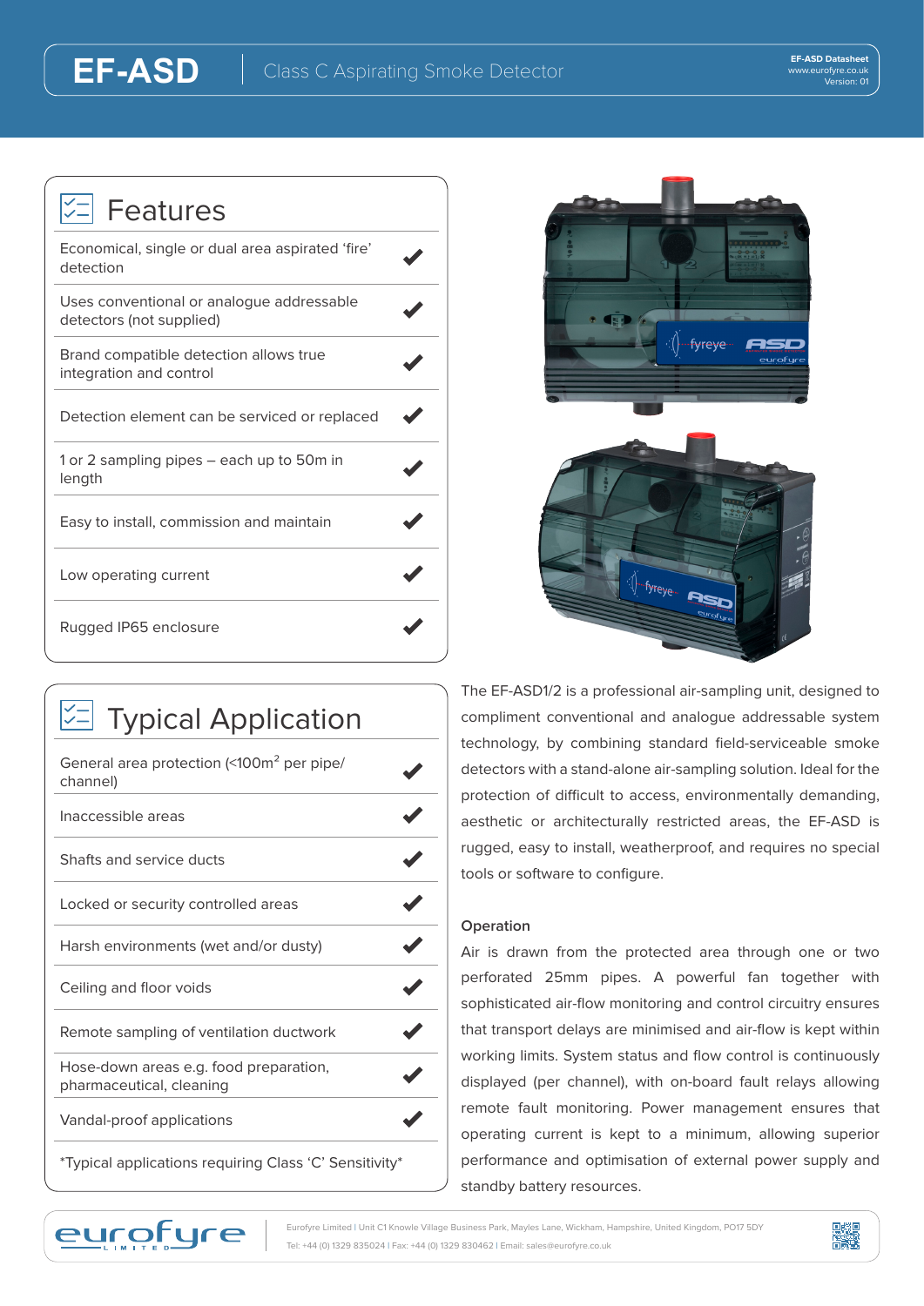# EF-ASD

Class C Aspirating Smoke Detector

## Features

| Feature | |
|---|---|
| Economical, single or dual area aspirated 'fire' detection | ✔ |
| Uses conventional or analogue addressable detectors (not supplied) | ✔ |
| Brand compatible detection allows true integration and control | ✔ |
| Detection element can be serviced or replaced | ✔ |
| 1 or 2 sampling pipes – each up to 50m in length | ✔ |
| Easy to install, commission and maintain | ✔ |
| Low operating current | ✔ |
| Rugged IP65 enclosure | ✔ |

## Typical Application

| Application | |
|---|---|
| General area protection (<100m$^2$ per pipe/ channel) | ✔ |
| Inaccessible areas | ✔ |
| Shafts and service ducts | ✔ |
| Locked or security controlled areas | ✔ |
| Harsh environments (wet and/or dusty) | ✔ |
| Ceiling and floor voids | ✔ |
| Remote sampling of ventilation ductwork | ✔ |
| Hose-down areas e.g. food preparation, pharmaceutical, cleaning | ✔ |
| Vandal-proof applications | ✔ |

*Typical applications requiring Class 'C' Sensitivity*

The EF-ASD1/2 is a professional air-sampling unit, designed to compliment conventional and analogue addressable system technology, by combining standard field-serviceable smoke detectors with a stand-alone air-sampling solution. Ideal for the protection of difficult to access, environmentally demanding, aesthetic or architecturally restricted areas, the EF-ASD is rugged, easy to install, weatherproof, and requires no special tools or software to configure.

### Operation

Air is drawn from the protected area through one or two perforated 25mm pipes. A powerful fan together with sophisticated air-flow monitoring and control circuitry ensures that transport delays are minimised and air-flow is kept within working limits. System status and flow control is continuously displayed (per channel), with on-board fault relays allowing remote fault monitoring. Power management ensures that operating current is kept to a minimum, allowing superior performance and optimisation of external power supply and standby battery resources.

Eurofyre Limited | Unit C1 Knowle Village Business Park, Mayles Lane, Wickham, Hampshire, United Kingdom, PO17 5DY
Tel: +44 (0) 1329 835024 | Fax: +44 (0) 1329 830462 | Email: sales@eurofyre.co.uk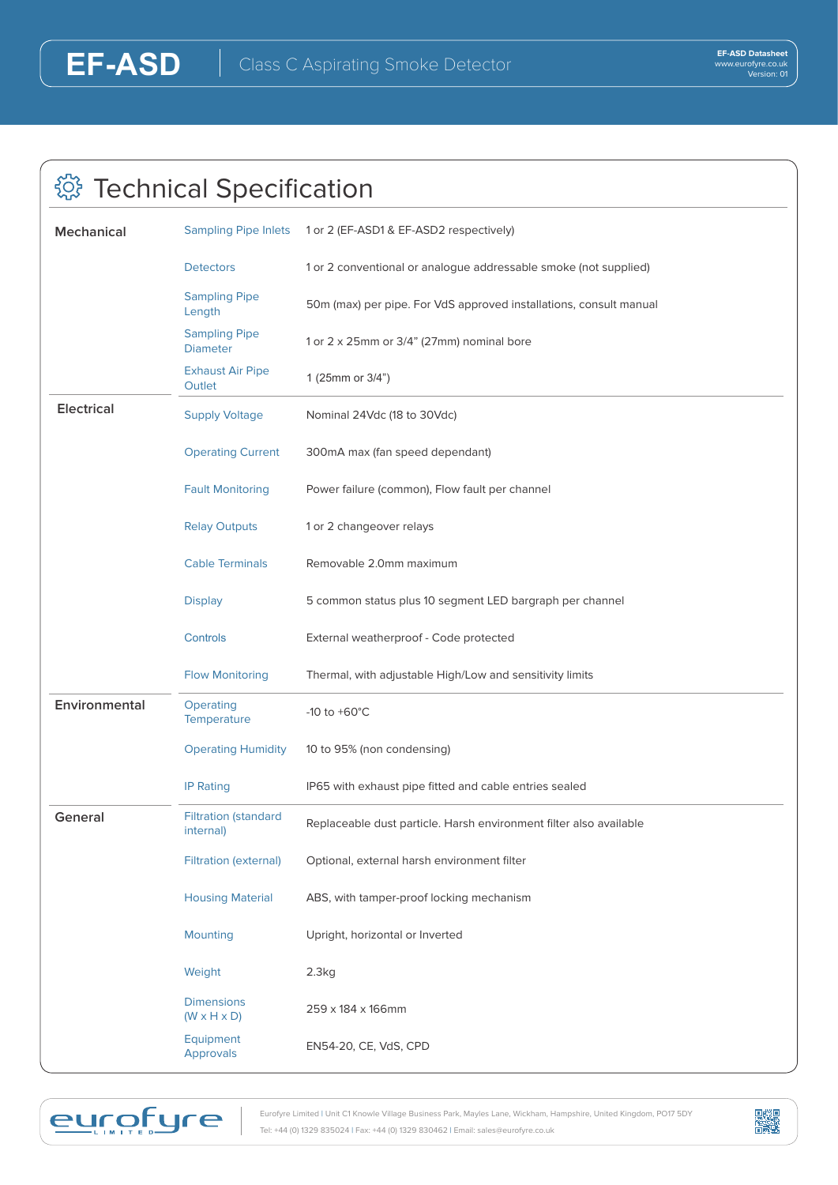# EF-ASD

Class C Aspirating Smoke Detector

## Technical Specification

| | | |
|---|---|---|
| **Mechanical** | Sampling Pipe Inlets | 1 or 2 (EF-ASD1 & EF-ASD2 respectively) |
| | Detectors | 1 or 2 conventional or analogue addressable smoke (not supplied) |
| | Sampling Pipe Length | 50m (max) per pipe. For VdS approved installations, consult manual |
| | Sampling Pipe Diameter | 1 or 2 x 25mm or 3/4" (27mm) nominal bore |
| | Exhaust Air Pipe Outlet | 1 (25mm or 3/4") |
| **Electrical** | Supply Voltage | Nominal 24Vdc (18 to 30Vdc) |
| | Operating Current | 300mA max (fan speed dependant) |
| | Fault Monitoring | Power failure (common), Flow fault per channel |
| | Relay Outputs | 1 or 2 changeover relays |
| | Cable Terminals | Removable 2.0mm maximum |
| | Display | 5 common status plus 10 segment LED bargraph per channel |
| | Controls | External weatherproof - Code protected |
| | Flow Monitoring | Thermal, with adjustable High/Low and sensitivity limits |
| **Environmental** | Operating Temperature | -10 to +60°C |
| | Operating Humidity | 10 to 95% (non condensing) |
| | IP Rating | IP65 with exhaust pipe fitted and cable entries sealed |
| **General** | Filtration (standard internal) | Replaceable dust particle. Harsh environment filter also available |
| | Filtration (external) | Optional, external harsh environment filter |
| | Housing Material | ABS, with tamper-proof locking mechanism |
| | Mounting | Upright, horizontal or Inverted |
| | Weight | 2.3kg |
| | Dimensions (W x H x D) | 259 x 184 x 166mm |
| | Equipment Approvals | EN54-20, CE, VdS, CPD |

Eurofyre Limited | Unit C1 Knowle Village Business Park, Mayles Lane, Wickham, Hampshire, United Kingdom, PO17 5DY
Tel: +44 (0) 1329 835024 | Fax: +44 (0) 1329 830462 | Email: sales@eurofyre.co.uk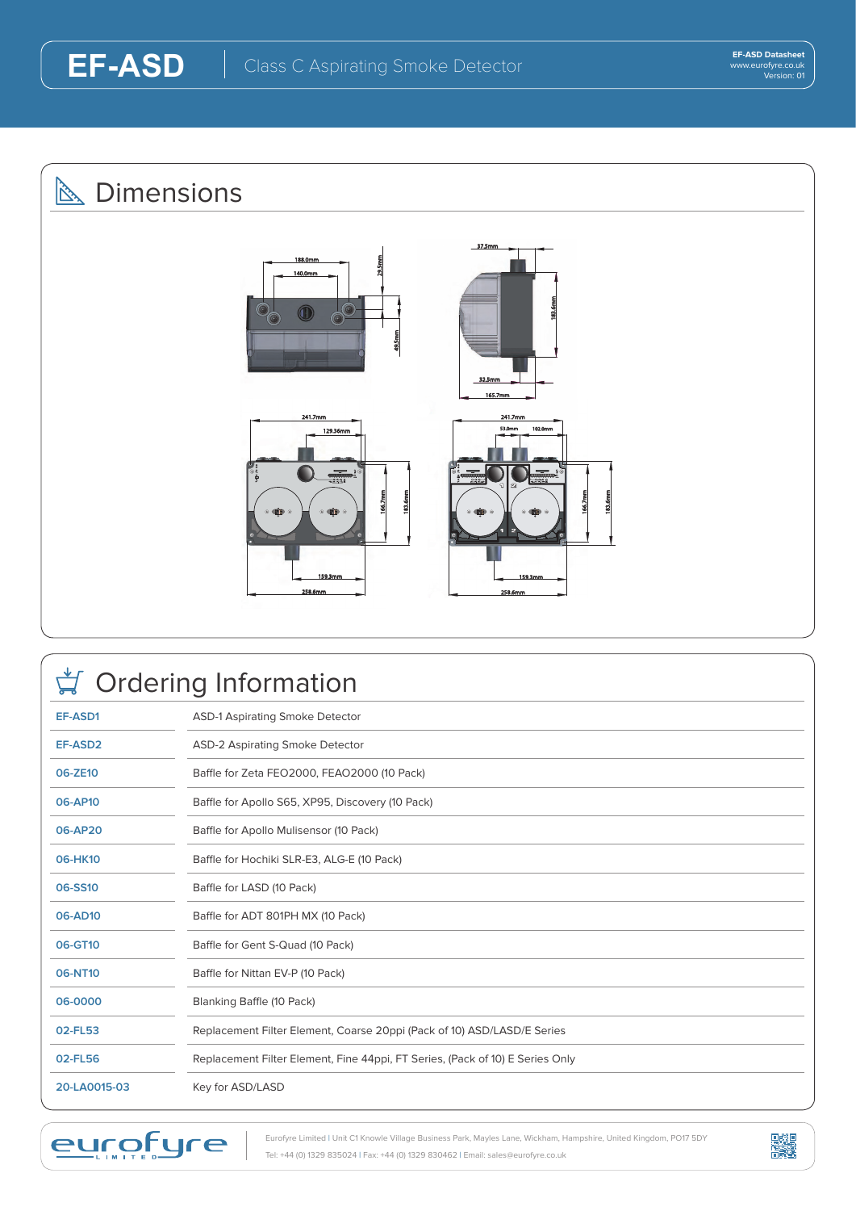## Dimensions

188.0mm
140.0mm
29.5mm
49.5mm

37.5mm
183.6mm
32.5mm
165.7mm

241.7mm
129.36mm
166.7mm
183.6mm
159.3mm
258.6mm

241.7mm
53.0mm
102.0mm
166.7mm
183.6mm
159.3mm
258.6mm

## Ordering Information

| | |
|---|---|
| EF-ASD1 | ASD-1 Aspirating Smoke Detector |
| EF-ASD2 | ASD-2 Aspirating Smoke Detector |
| 06-ZE10 | Baffle for Zeta FEO2000, FEAO2000 (10 Pack) |
| 06-AP10 | Baffle for Apollo S65, XP95, Discovery (10 Pack) |
| 06-AP20 | Baffle for Apollo Mulisensor (10 Pack) |
| 06-HK10 | Baffle for Hochiki SLR-E3, ALG-E (10 Pack) |
| 06-SS10 | Baffle for LASD (10 Pack) |
| 06-AD10 | Baffle for ADT 801PH MX (10 Pack) |
| 06-GT10 | Baffle for Gent S-Quad (10 Pack) |
| 06-NT10 | Baffle for Nittan EV-P (10 Pack) |
| 06-0000 | Blanking Baffle (10 Pack) |
| 02-FL53 | Replacement Filter Element, Coarse 20ppi (Pack of 10) ASD/LASD/E Series |
| 02-FL56 | Replacement Filter Element, Fine 44ppi, FT Series, (Pack of 10) E Series Only |
| 20-LA0015-03 | Key for ASD/LASD |

eurofyre LIMITED

Eurofyre Limited I Unit C1 Knowle Village Business Park, Mayles Lane, Wickham, Hampshire, United Kingdom, PO17 5DY
Tel: +44 (0) 1329 835024 I Fax: +44 (0) 1329 830462 I Email: sales@eurofyre.co.uk